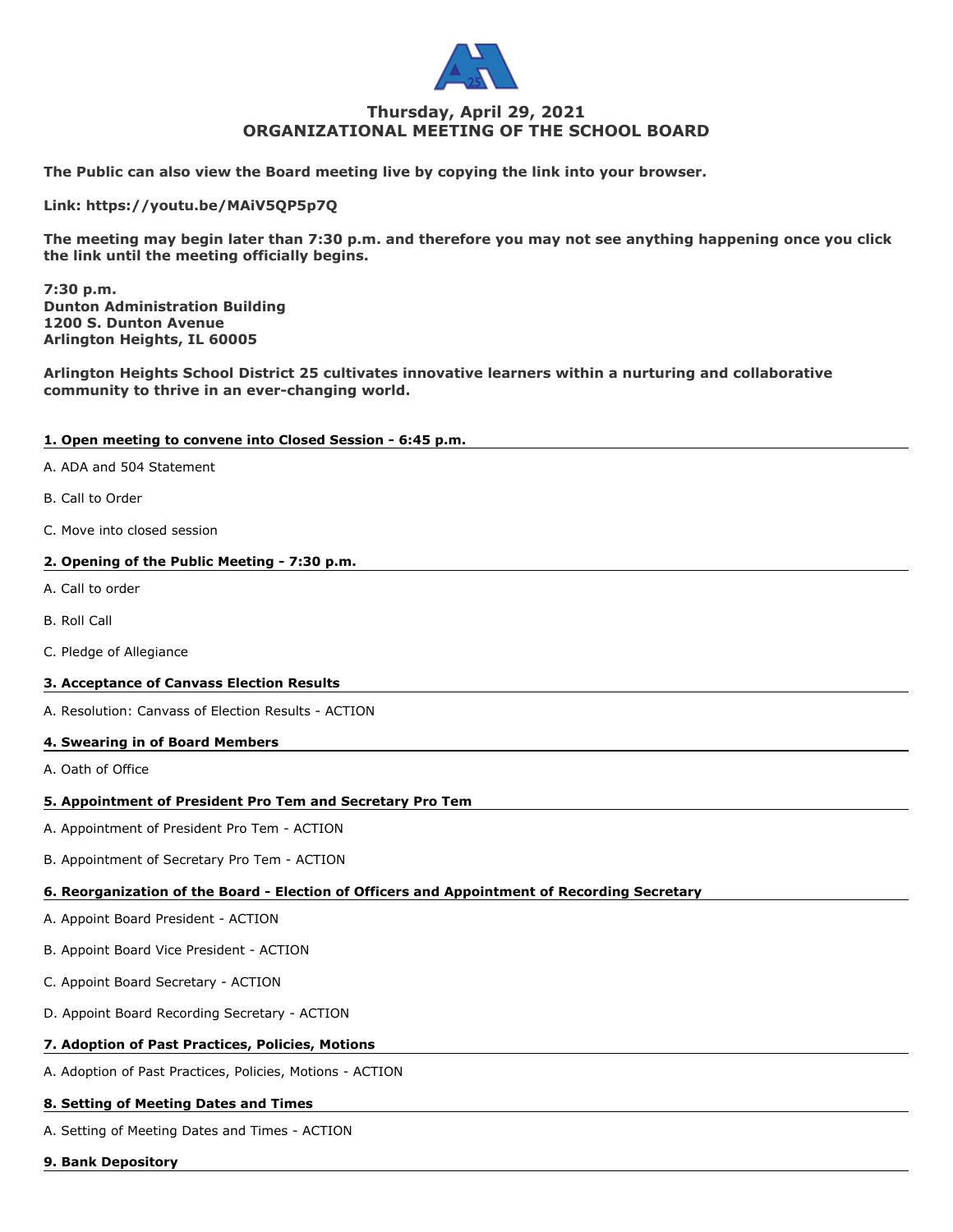# Thursday, April 29, 2021
# ORGANIZATIONAL MEETING OF THE SCHOOL BOARD

**The Public can also view the Board meeting live by copying the link into your browser.**

**Link: https://youtu.be/MAiV5QP5p7Q**

**The meeting may begin later than 7:30 p.m. and therefore you may not see anything happening once you click the link until the meeting officially begins.**

**7:30 p.m.**
**Dunton Administration Building**
**1200 S. Dunton Avenue**
**Arlington Heights, IL 60005**

**Arlington Heights School District 25 cultivates innovative learners within a nurturing and collaborative community to thrive in an ever-changing world.**

## 1. Open meeting to convene into Closed Session - 6:45 p.m.

A. ADA and 504 Statement

B. Call to Order

C. Move into closed session

## 2. Opening of the Public Meeting - 7:30 p.m.

A. Call to order

B. Roll Call

C. Pledge of Allegiance

## 3. Acceptance of Canvass Election Results

A. Resolution: Canvass of Election Results - ACTION

## 4. Swearing in of Board Members

A. Oath of Office

## 5. Appointment of President Pro Tem and Secretary Pro Tem

A. Appointment of President Pro Tem - ACTION

B. Appointment of Secretary Pro Tem - ACTION

## 6. Reorganization of the Board - Election of Officers and Appointment of Recording Secretary

A. Appoint Board President - ACTION

B. Appoint Board Vice President - ACTION

C. Appoint Board Secretary - ACTION

D. Appoint Board Recording Secretary - ACTION

## 7. Adoption of Past Practices, Policies, Motions

A. Adoption of Past Practices, Policies, Motions - ACTION

## 8. Setting of Meeting Dates and Times

A. Setting of Meeting Dates and Times - ACTION

## 9. Bank Depository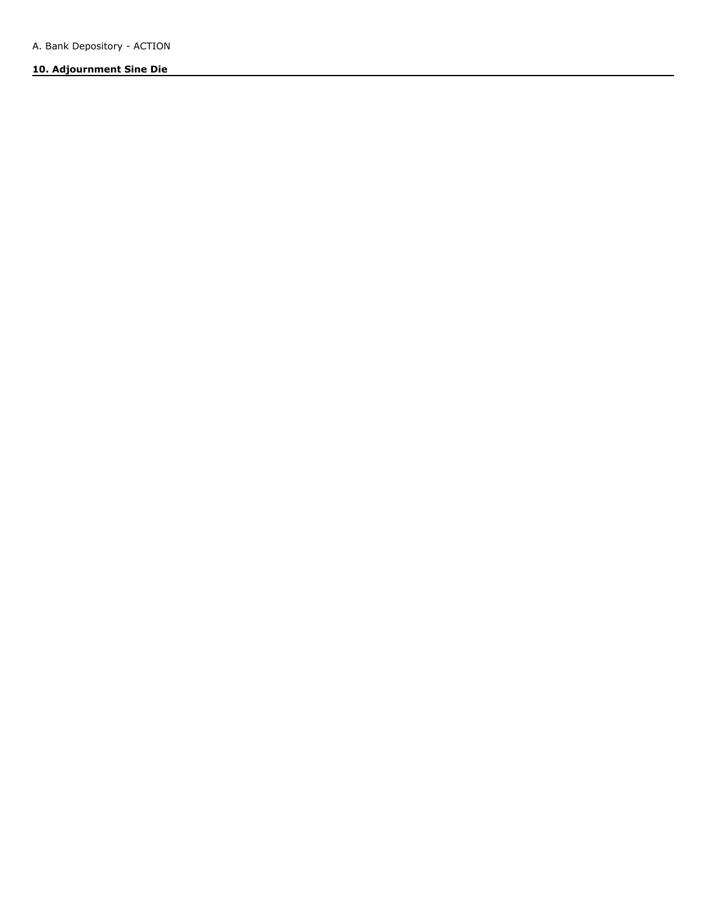A. Bank Depository - ACTION

**10. Adjournment Sine Die**